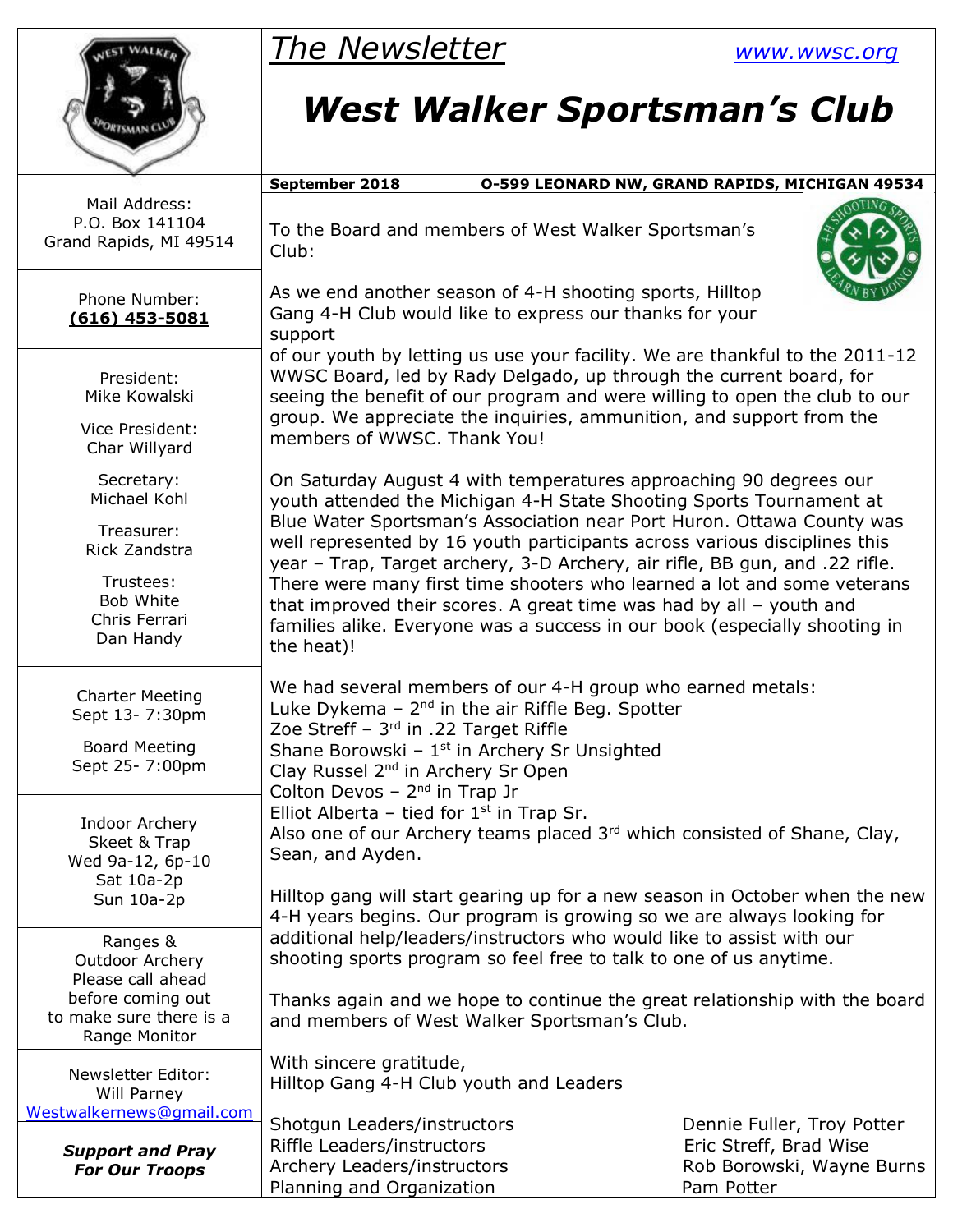# *The Newsletter*

www.wwsc.org

# *West Walker Sportsman's Club*

**September 2018** **O-599 LEONARD NW, GRAND RAPIDS, MICHIGAN 49534**

Mail Address:
P.O. Box 141104
Grand Rapids, MI 49514

Phone Number:
**(616) 453-5081**

President:
Mike Kowalski

Vice President:
Char Willyard

Secretary:
Michael Kohl

Treasurer:
Rick Zandstra

Trustees:
Bob White
Chris Ferrari
Dan Handy

Charter Meeting
Sept 13- 7:30pm

Board Meeting
Sept 25- 7:00pm

Indoor Archery
Skeet & Trap
Wed 9a-12, 6p-10
Sat 10a-2p
Sun 10a-2p

Ranges &
Outdoor Archery
Please call ahead before coming out to make sure there is a Range Monitor

Newsletter Editor:
Will Parney
Westwalkernews@gmail.com

***Support and Pray For Our Troops***

To the Board and members of West Walker Sportsman's Club:

As we end another season of 4-H shooting sports, Hilltop Gang 4-H Club would like to express our thanks for your support of our youth by letting us use your facility. We are thankful to the 2011-12 WWSC Board, led by Rady Delgado, up through the current board, for seeing the benefit of our program and were willing to open the club to our group. We appreciate the inquiries, ammunition, and support from the members of WWSC. Thank You!

On Saturday August 4 with temperatures approaching 90 degrees our youth attended the Michigan 4-H State Shooting Sports Tournament at Blue Water Sportsman's Association near Port Huron. Ottawa County was well represented by 16 youth participants across various disciplines this year – Trap, Target archery, 3-D Archery, air rifle, BB gun, and .22 rifle. There were many first time shooters who learned a lot and some veterans that improved their scores. A great time was had by all – youth and families alike. Everyone was a success in our book (especially shooting in the heat)!

We had several members of our 4-H group who earned metals:
Luke Dykema – 2nd in the air Riffle Beg. Spotter
Zoe Streff – 3rd in .22 Target Riffle
Shane Borowski – 1st in Archery Sr Unsighted
Clay Russel 2nd in Archery Sr Open
Colton Devos – 2nd in Trap Jr
Elliot Alberta – tied for 1st in Trap Sr.
Also one of our Archery teams placed 3rd which consisted of Shane, Clay, Sean, and Ayden.

Hilltop gang will start gearing up for a new season in October when the new 4-H years begins. Our program is growing so we are always looking for additional help/leaders/instructors who would like to assist with our shooting sports program so feel free to talk to one of us anytime.

Thanks again and we hope to continue the great relationship with the board and members of West Walker Sportsman's Club.

With sincere gratitude,
Hilltop Gang 4-H Club youth and Leaders

| | |
|---|---|
| Shotgun Leaders/instructors | Dennie Fuller, Troy Potter |
| Riffle Leaders/instructors | Eric Streff, Brad Wise |
| Archery Leaders/instructors | Rob Borowski, Wayne Burns |
| Planning and Organization | Pam Potter |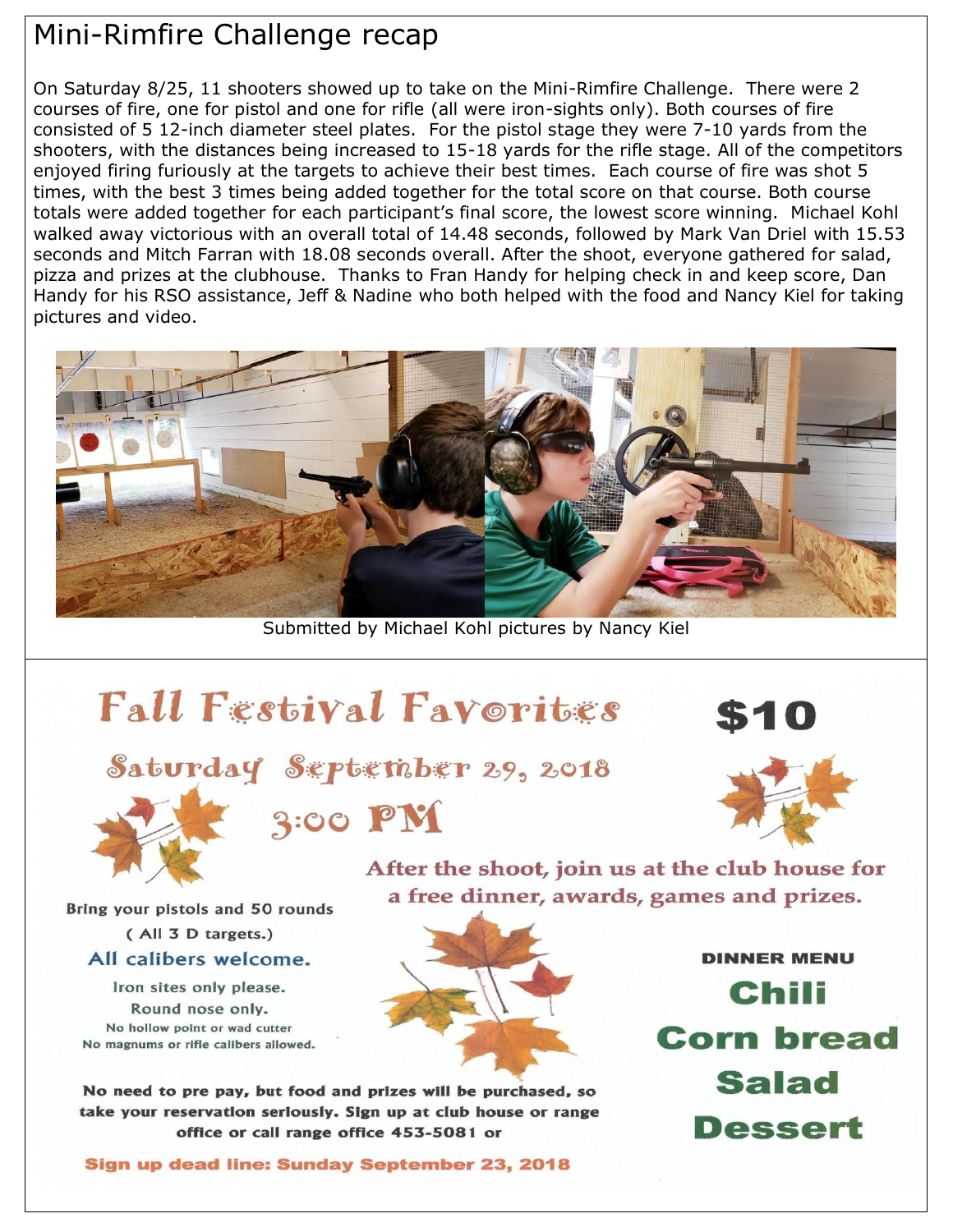# Mini-Rimfire Challenge recap

On Saturday 8/25, 11 shooters showed up to take on the Mini-Rimfire Challenge. There were 2 courses of fire, one for pistol and one for rifle (all were iron-sights only). Both courses of fire consisted of 5 12-inch diameter steel plates. For the pistol stage they were 7-10 yards from the shooters, with the distances being increased to 15-18 yards for the rifle stage. All of the competitors enjoyed firing furiously at the targets to achieve their best times. Each course of fire was shot 5 times, with the best 3 times being added together for the total score on that course. Both course totals were added together for each participant's final score, the lowest score winning. Michael Kohl walked away victorious with an overall total of 14.48 seconds, followed by Mark Van Driel with 15.53 seconds and Mitch Farran with 18.08 seconds overall. After the shoot, everyone gathered for salad, pizza and prizes at the clubhouse. Thanks to Fran Handy for helping check in and keep score, Dan Handy for his RSO assistance, Jeff & Nadine who both helped with the food and Nancy Kiel for taking pictures and video.

Submitted by Michael Kohl pictures by Nancy Kiel

# Fall Festival Favorites

**$10**

## Saturday September 29, 2018

## 3:00 PM

**After the shoot, join us at the club house for a free dinner, awards, games and prizes.**

**Bring your pistols and 50 rounds**
**( All 3 D targets.)**

**All calibers welcome.**

Iron sites only please.
Round nose only.
No hollow point or wad cutter
No magnums or rifle calibers allowed.

**DINNER MENU**

**Chili**
**Corn bread**
**Salad**
**Dessert**

**No need to pre pay, but food and prizes will be purchased, so take your reservation seriously. Sign up at club house or range office or call range office 453-5081 or**

**Sign up dead line: Sunday September 23, 2018**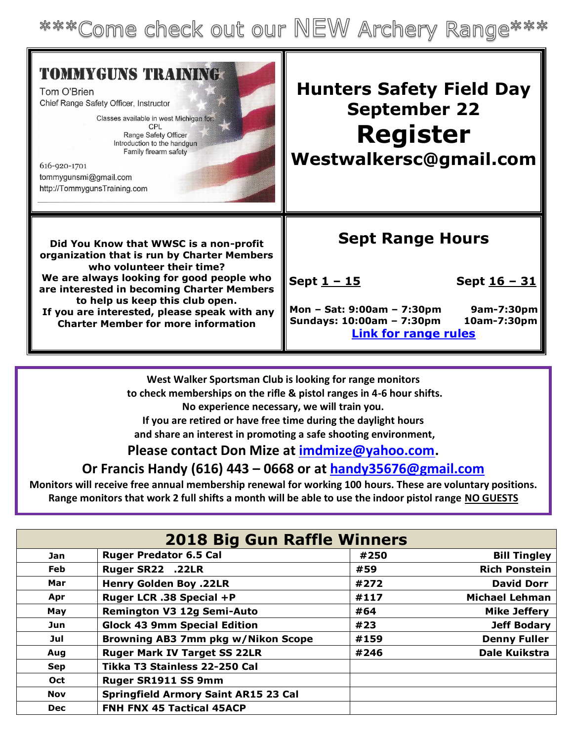# ***Come check out our NEW Archery Range***

**TOMMYGUNS TRAINING**

Tom O'Brien
Chief Range Safety Officer, Instructor

Classes available in west Michigan for:
CPL
Range Safety Officer
Introduction to the handgun
Family firearm safety

616-920-1701
tommygunsmi@gmail.com
http://TommygunsTraining.com

## Hunters Safety Field Day September 22

# Register

## Westwalkersc@gmail.com

**Did You Know that WWSC is a non-profit organization that is run by Charter Members who volunteer their time?**
**We are always looking for good people who are interested in becoming Charter Members to help us keep this club open.**
**If you are interested, please speak with any Charter Member for more information**

## Sept Range Hours

| **Sept 1 – 15** | **Sept 16 – 31** |
|---|---|
| **Mon – Sat: 9:00am – 7:30pm** | **9am-7:30pm** |
| **Sundays: 10:00am – 7:30pm** | **10am-7:30pm** |

**Link for range rules**

**West Walker Sportsman Club is looking for range monitors to check memberships on the rifle & pistol ranges in 4-6 hour shifts.**
**No experience necessary, we will train you.**
**If you are retired or have free time during the daylight hours and share an interest in promoting a safe shooting environment,**

**Please contact Don Mize at imdmize@yahoo.com.**

**Or Francis Handy (616) 443 – 0668 or at handy35676@gmail.com**

**Monitors will receive free annual membership renewal for working 100 hours. These are voluntary positions.**
**Range monitors that work 2 full shifts a month will be able to use the indoor pistol range NO GUESTS**

| 2018 Big Gun Raffle Winners | | | |
|---|---|---|---|
| Jan | Ruger Predator 6.5 Cal | #250 | Bill Tingley |
| Feb | Ruger SR22 .22LR | #59 | Rich Ponstein |
| Mar | Henry Golden Boy .22LR | #272 | David Dorr |
| Apr | Ruger LCR .38 Special +P | #117 | Michael Lehman |
| May | Remington V3 12g Semi-Auto | #64 | Mike Jeffery |
| Jun | Glock 43 9mm Special Edition | #23 | Jeff Bodary |
| Jul | Browning AB3 7mm pkg w/Nikon Scope | #159 | Denny Fuller |
| Aug | Ruger Mark IV Target SS 22LR | #246 | Dale Kuikstra |
| Sep | Tikka T3 Stainless 22-250 Cal | | |
| Oct | Ruger SR1911 SS 9mm | | |
| Nov | Springfield Armory Saint AR15 23 Cal | | |
| Dec | FNH FNX 45 Tactical 45ACP | | |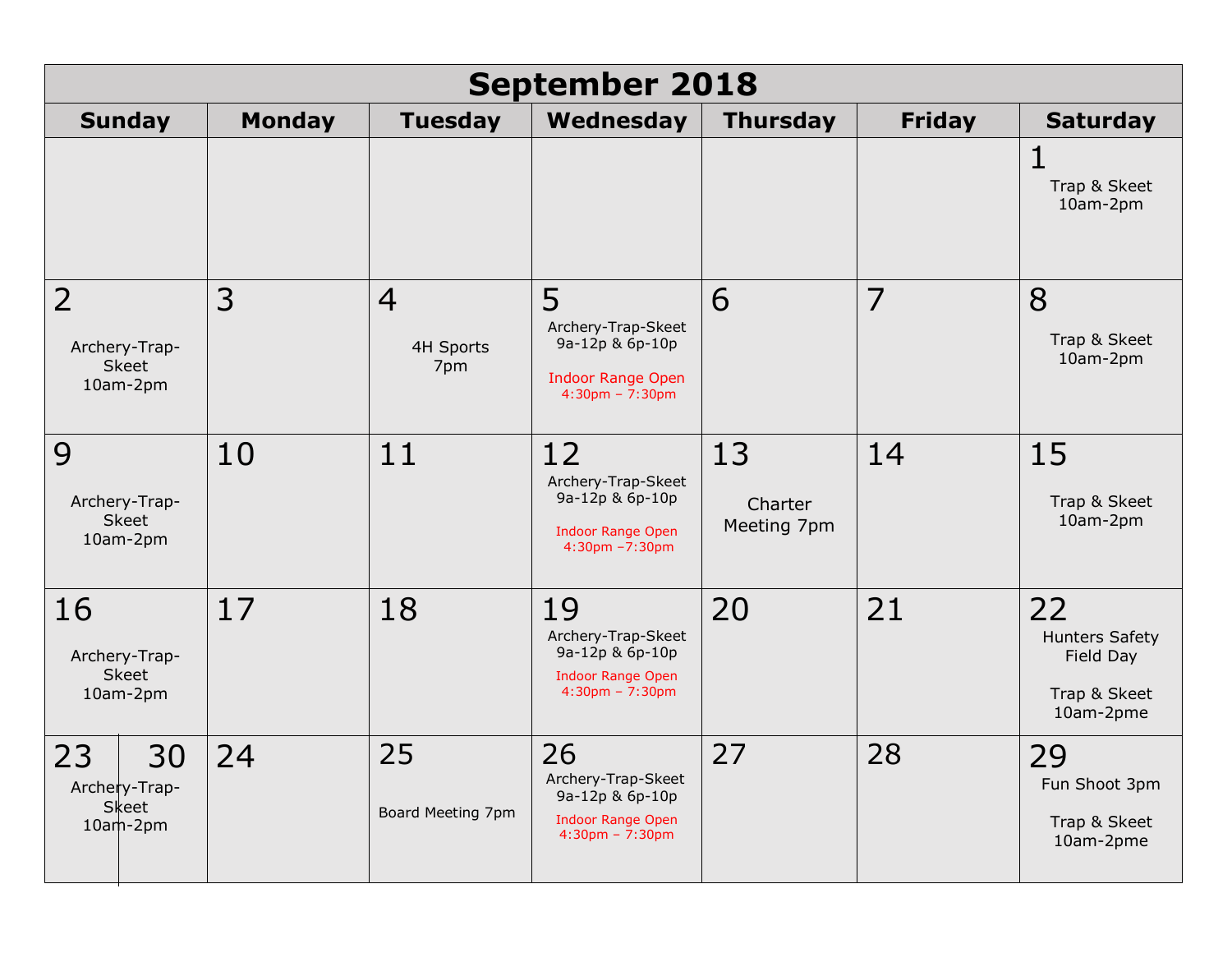# September 2018

| Sunday | Monday | Tuesday | Wednesday | Thursday | Friday | Saturday |
|---|---|---|---|---|---|---|
| | | | | | | 1<br>Trap & Skeet 10am-2pm |
| 2<br>Archery-Trap-Skeet 10am-2pm | 3 | 4<br>4H Sports 7pm | 5<br>Archery-Trap-Skeet 9a-12p & 6p-10p<br>Indoor Range Open 4:30pm – 7:30pm | 6 | 7 | 8<br>Trap & Skeet 10am-2pm |
| 9<br>Archery-Trap-Skeet 10am-2pm | 10 | 11 | 12<br>Archery-Trap-Skeet 9a-12p & 6p-10p<br>Indoor Range Open 4:30pm –7:30pm | 13<br>Charter Meeting 7pm | 14 | 15<br>Trap & Skeet 10am-2pm |
| 16<br>Archery-Trap-Skeet 10am-2pm | 17 | 18 | 19<br>Archery-Trap-Skeet 9a-12p & 6p-10p<br>Indoor Range Open 4:30pm – 7:30pm | 20 | 21 | 22<br>Hunters Safety Field Day<br>Trap & Skeet 10am-2pme |
| 23 / 30<br>Archery-Trap-Skeet 10am-2pm | 24 | 25<br>Board Meeting 7pm | 26<br>Archery-Trap-Skeet 9a-12p & 6p-10p<br>Indoor Range Open 4:30pm – 7:30pm | 27 | 28 | 29<br>Fun Shoot 3pm<br>Trap & Skeet 10am-2pme |